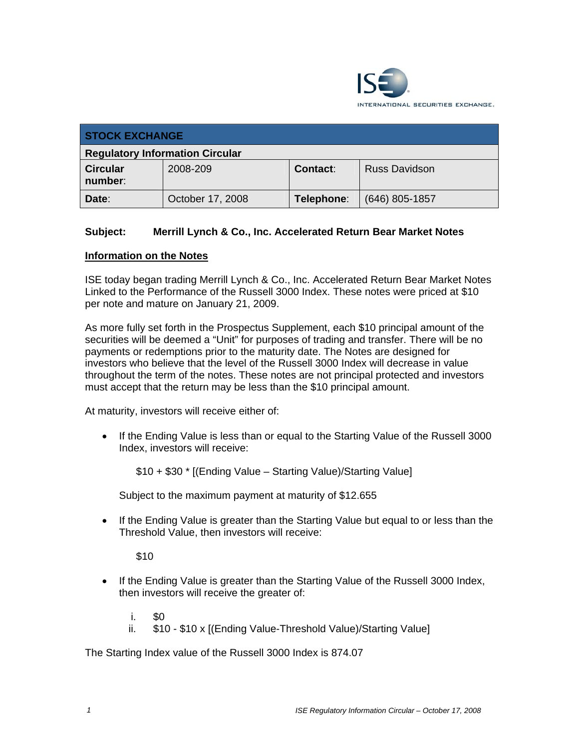ISE INTERNATIONAL SECURITIES EXCHANGE.

| STOCK EXCHANGE | | | |
|---|---|---|---|
| **Regulatory Information Circular** | | | |
| **Circular number**: | 2008-209 | **Contact**: | Russ Davidson |
| **Date**: | October 17, 2008 | **Telephone**: | (646) 805-1857 |

**Subject: Merrill Lynch & Co., Inc. Accelerated Return Bear Market Notes**

## Information on the Notes

ISE today began trading Merrill Lynch & Co., Inc. Accelerated Return Bear Market Notes Linked to the Performance of the Russell 3000 Index. These notes were priced at $10 per note and mature on January 21, 2009.

As more fully set forth in the Prospectus Supplement, each $10 principal amount of the securities will be deemed a "Unit" for purposes of trading and transfer. There will be no payments or redemptions prior to the maturity date. The Notes are designed for investors who believe that the level of the Russell 3000 Index will decrease in value throughout the term of the notes. These notes are not principal protected and investors must accept that the return may be less than the $10 principal amount.

At maturity, investors will receive either of:

- If the Ending Value is less than or equal to the Starting Value of the Russell 3000 Index, investors will receive:

  $10 + $30 * [(Ending Value – Starting Value)/Starting Value]

  Subject to the maximum payment at maturity of $12.655

- If the Ending Value is greater than the Starting Value but equal to or less than the Threshold Value, then investors will receive:

  $10

- If the Ending Value is greater than the Starting Value of the Russell 3000 Index, then investors will receive the greater of:

  i. $0
  ii. $10 - $10 x [(Ending Value-Threshold Value)/Starting Value]

The Starting Index value of the Russell 3000 Index is 874.07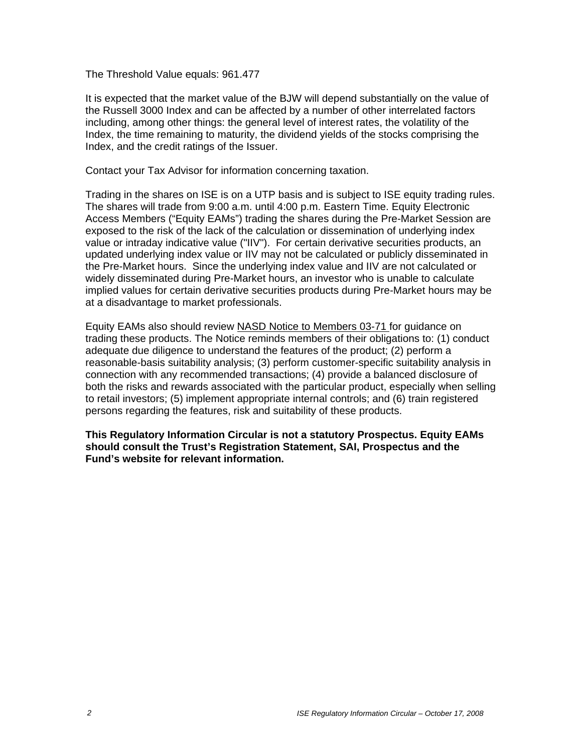The Threshold Value equals: 961.477

It is expected that the market value of the BJW will depend substantially on the value of the Russell 3000 Index and can be affected by a number of other interrelated factors including, among other things: the general level of interest rates, the volatility of the Index, the time remaining to maturity, the dividend yields of the stocks comprising the Index, and the credit ratings of the Issuer.

Contact your Tax Advisor for information concerning taxation.

Trading in the shares on ISE is on a UTP basis and is subject to ISE equity trading rules. The shares will trade from 9:00 a.m. until 4:00 p.m. Eastern Time. Equity Electronic Access Members ("Equity EAMs") trading the shares during the Pre-Market Session are exposed to the risk of the lack of the calculation or dissemination of underlying index value or intraday indicative value ("IIV"). For certain derivative securities products, an updated underlying index value or IIV may not be calculated or publicly disseminated in the Pre-Market hours. Since the underlying index value and IIV are not calculated or widely disseminated during Pre-Market hours, an investor who is unable to calculate implied values for certain derivative securities products during Pre-Market hours may be at a disadvantage to market professionals.

Equity EAMs also should review NASD Notice to Members 03-71 for guidance on trading these products. The Notice reminds members of their obligations to: (1) conduct adequate due diligence to understand the features of the product; (2) perform a reasonable-basis suitability analysis; (3) perform customer-specific suitability analysis in connection with any recommended transactions; (4) provide a balanced disclosure of both the risks and rewards associated with the particular product, especially when selling to retail investors; (5) implement appropriate internal controls; and (6) train registered persons regarding the features, risk and suitability of these products.

**This Regulatory Information Circular is not a statutory Prospectus. Equity EAMs should consult the Trust's Registration Statement, SAI, Prospectus and the Fund's website for relevant information.**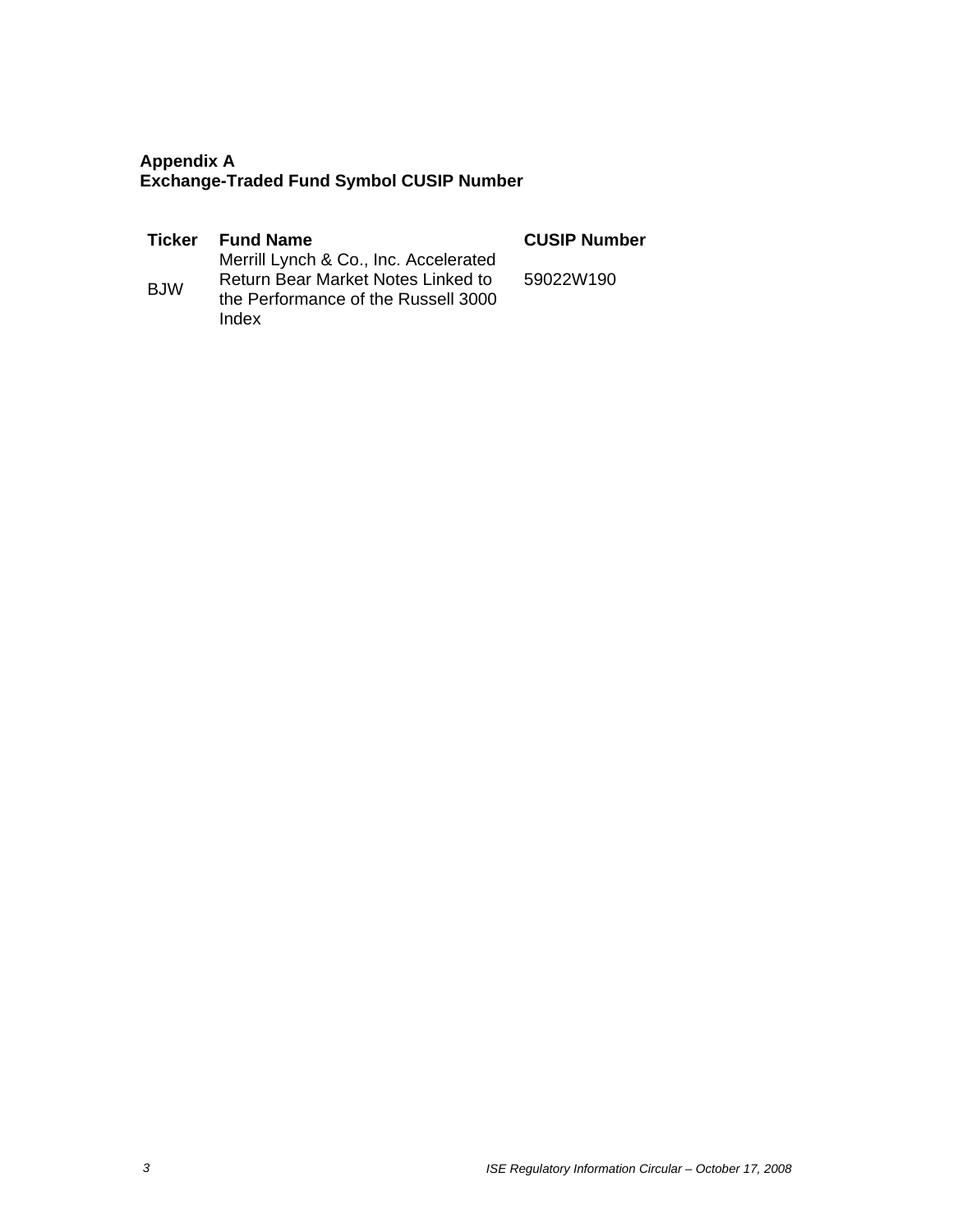**Appendix A**
**Exchange-Traded Fund Symbol CUSIP Number**

| Ticker | Fund Name | CUSIP Number |
|---|---|---|
| BJW | Merrill Lynch & Co., Inc. Accelerated Return Bear Market Notes Linked to the Performance of the Russell 3000 Index | 59022W190 |